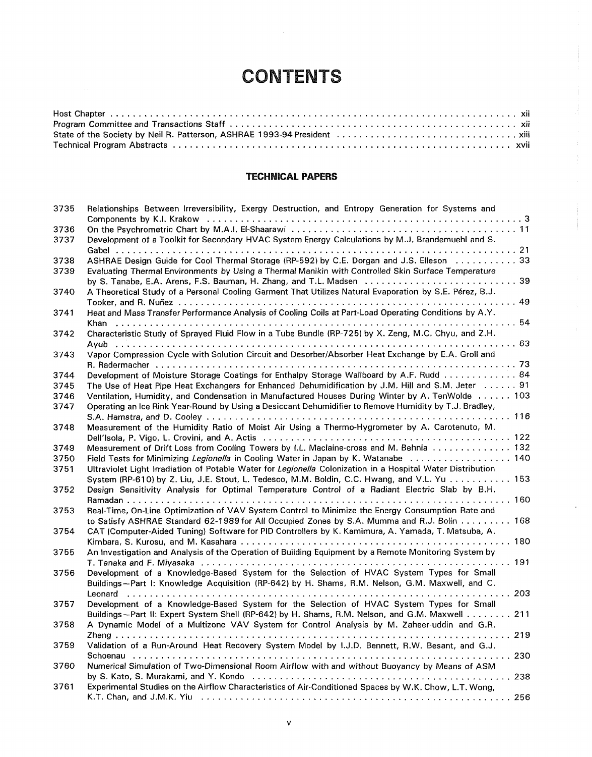# CONTENTS

Host Chapter . . . . . . . . . . . . . . . . . . . . . . . . . . . . . . . . . . . . . . . . . . . . . . . . . . . . . . . . . . . . . . . . . . . . . . . . . . . . . xii
Program Committee and Transactions Staff . . . . . . . . . . . . . . . . . . . . . . . . . . . . . . . . . . . . . . . . . . . . . . . . . . . . xii
State of the Society by Neil R. Patterson, ASHRAE 1993-94 President . . . . . . . . . . . . . . . . . . . . . . . . . . . . . . . . xiii
Technical Program Abstracts . . . . . . . . . . . . . . . . . . . . . . . . . . . . . . . . . . . . . . . . . . . . . . . . . . . . . . . . . . . . xvii

## TECHNICAL PAPERS

3735 Relationships Between Irreversibility, Exergy Destruction, and Entropy Generation for Systems and Components by K.I. Krakow . . . . . . . . . . . . . . . . . . . . . . . . . . . . . . . . . . . . . . . . . . . . . . . . . . . . . . 3

3736 On the Psychrometric Chart by M.A.I. El-Shaarawi . . . . . . . . . . . . . . . . . . . . . . . . . . . . . . . . . . . . . . . . 11

3737 Development of a Toolkit for Secondary HVAC System Energy Calculations by M.J. Brandemuehl and S. Gabel . . . . . . . . . . . . . . . . . . . . . . . . . . . . . . . . . . . . . . . . . . . . . . . . . . . . . . . . . . . . . . . . . . 21

3738 ASHRAE Design Guide for Cool Thermal Storage (RP-592) by C.E. Dorgan and J.S. Elleson . . . . . . . . . . . 33

3739 Evaluating Thermal Environments by Using a Thermal Manikin with Controlled Skin Surface Temperature by S. Tanabe, E.A. Arens, F.S. Bauman, H. Zhang, and T.L. Madsen . . . . . . . . . . . . . . . . . . . . . . . . . . . 39

3740 A Theoretical Study of a Personal Cooling Garment That Utilizes Natural Evaporation by S.E. Pérez, B.J. Tooker, and R. Nuñez . . . . . . . . . . . . . . . . . . . . . . . . . . . . . . . . . . . . . . . . . . . . . . . . . . . . . . . 49

3741 Heat and Mass Transfer Performance Analysis of Cooling Coils at Part-Load Operating Conditions by A.Y. Khan . . . . . . . . . . . . . . . . . . . . . . . . . . . . . . . . . . . . . . . . . . . . . . . . . . . . . . . . . . . . . . . . . . 54

3742 Characteristic Study of Sprayed Fluid Flow in a Tube Bundle (RP-725) by X. Zeng, M.C. Chyu, and Z.H. Ayub . . . . . . . . . . . . . . . . . . . . . . . . . . . . . . . . . . . . . . . . . . . . . . . . . . . . . . . . . . . . . . . . . . 63

3743 Vapor Compression Cycle with Solution Circuit and Desorber/Absorber Heat Exchange by E.A. Groll and R. Radermacher . . . . . . . . . . . . . . . . . . . . . . . . . . . . . . . . . . . . . . . . . . . . . . . . . . . . . . . . . . . 73

3744 Development of Moisture Storage Coatings for Enthalpy Storage Wallboard by A.F. Rudd . . . . . . . . . . . . . 84

3745 The Use of Heat Pipe Heat Exchangers for Enhanced Dehumidification by J.M. Hill and S.M. Jeter . . . . . . 91

3746 Ventilation, Humidity, and Condensation in Manufactured Houses During Winter by A. TenWolde . . . . . . 103

3747 Operating an Ice Rink Year-Round by Using a Desiccant Dehumidifier to Remove Humidity by T.J. Bradley, S.A. Hamstra, and D. Cooley . . . . . . . . . . . . . . . . . . . . . . . . . . . . . . . . . . . . . . . . . . . . . . . . . . . 116

3748 Measurement of the Humidity Ratio of Moist Air Using a Thermo-Hygrometer by A. Carotenuto, M. Dell'Isola, P. Vigo, L. Crovini, and A. Actis . . . . . . . . . . . . . . . . . . . . . . . . . . . . . . . . . . . . . . . . . . 122

3749 Measurement of Drift Loss from Cooling Towers by I.L. Maclaine-cross and M. Behnia . . . . . . . . . . . . . . 132

3750 Field Tests for Minimizing *Legionella* in Cooling Water in Japan by K. Watanabe . . . . . . . . . . . . . . . . . . 140

3751 Ultraviolet Light Irradiation of Potable Water for *Legionella* Colonization in a Hospital Water Distribution System (RP-610) by Z. Liu, J.E. Stout, L. Tedesco, M.M. Boldin, C.C. Hwang, and V.L. Yu . . . . . . . . . . . 153

3752 Design Sensitivity Analysis for Optimal Temperature Control of a Radiant Electric Slab by B.H. Ramadan . . . . . . . . . . . . . . . . . . . . . . . . . . . . . . . . . . . . . . . . . . . . . . . . . . . . . . . . . . . . . . . . . 160

3753 Real-Time, On-Line Optimization of VAV System Control to Minimize the Energy Consumption Rate and to Satisfy ASHRAE Standard 62-1989 for All Occupied Zones by S.A. Mumma and R.J. Bolin . . . . . . . . . 168

3754 CAT (Computer-Aided Tuning) Software for PID Controllers by K. Kamimura, A. Yamada, T. Matsuba, A. Kimbara, S. Kurosu, and M. Kasahara . . . . . . . . . . . . . . . . . . . . . . . . . . . . . . . . . . . . . . . . . . . . . . 180

3755 An Investigation and Analysis of the Operation of Building Equipment by a Remote Monitoring System by T. Tanaka and F. Miyasaka . . . . . . . . . . . . . . . . . . . . . . . . . . . . . . . . . . . . . . . . . . . . . . . . . . . . . 191

3756 Development of a Knowledge-Based System for the Selection of HVAC System Types for Small Buildings—Part I: Knowledge Acquisition (RP-642) by H. Shams, R.M. Nelson, G.M. Maxwell, and C. Leonard . . . . . . . . . . . . . . . . . . . . . . . . . . . . . . . . . . . . . . . . . . . . . . . . . . . . . . . . . . . . . . . . . 203

3757 Development of a Knowledge-Based System for the Selection of HVAC System Types for Small Buildings—Part II: Expert System Shell (RP-642) by H. Shams, R.M. Nelson, and G.M. Maxwell . . . . . . . . 211

3758 A Dynamic Model of a Multizone VAV System for Control Analysis by M. Zaheer-uddin and G.R. Zheng . . . . . . . . . . . . . . . . . . . . . . . . . . . . . . . . . . . . . . . . . . . . . . . . . . . . . . . . . . . . . . . . . . . 219

3759 Validation of a Run-Around Heat Recovery System Model by I.J.D. Bennett, R.W. Besant, and G.J. Schoenau . . . . . . . . . . . . . . . . . . . . . . . . . . . . . . . . . . . . . . . . . . . . . . . . . . . . . . . . . . . . . . . . 230

3760 Numerical Simulation of Two-Dimensional Room Airflow with and without Buoyancy by Means of ASM by S. Kato, S. Murakami, and Y. Kondo . . . . . . . . . . . . . . . . . . . . . . . . . . . . . . . . . . . . . . . . . . . . . 238

3761 Experimental Studies on the Airflow Characteristics of Air-Conditioned Spaces by W.K. Chow, L.T. Wong, K.T. Chan, and J.M.K. Yiu . . . . . . . . . . . . . . . . . . . . . . . . . . . . . . . . . . . . . . . . . . . . . . . . . . . 256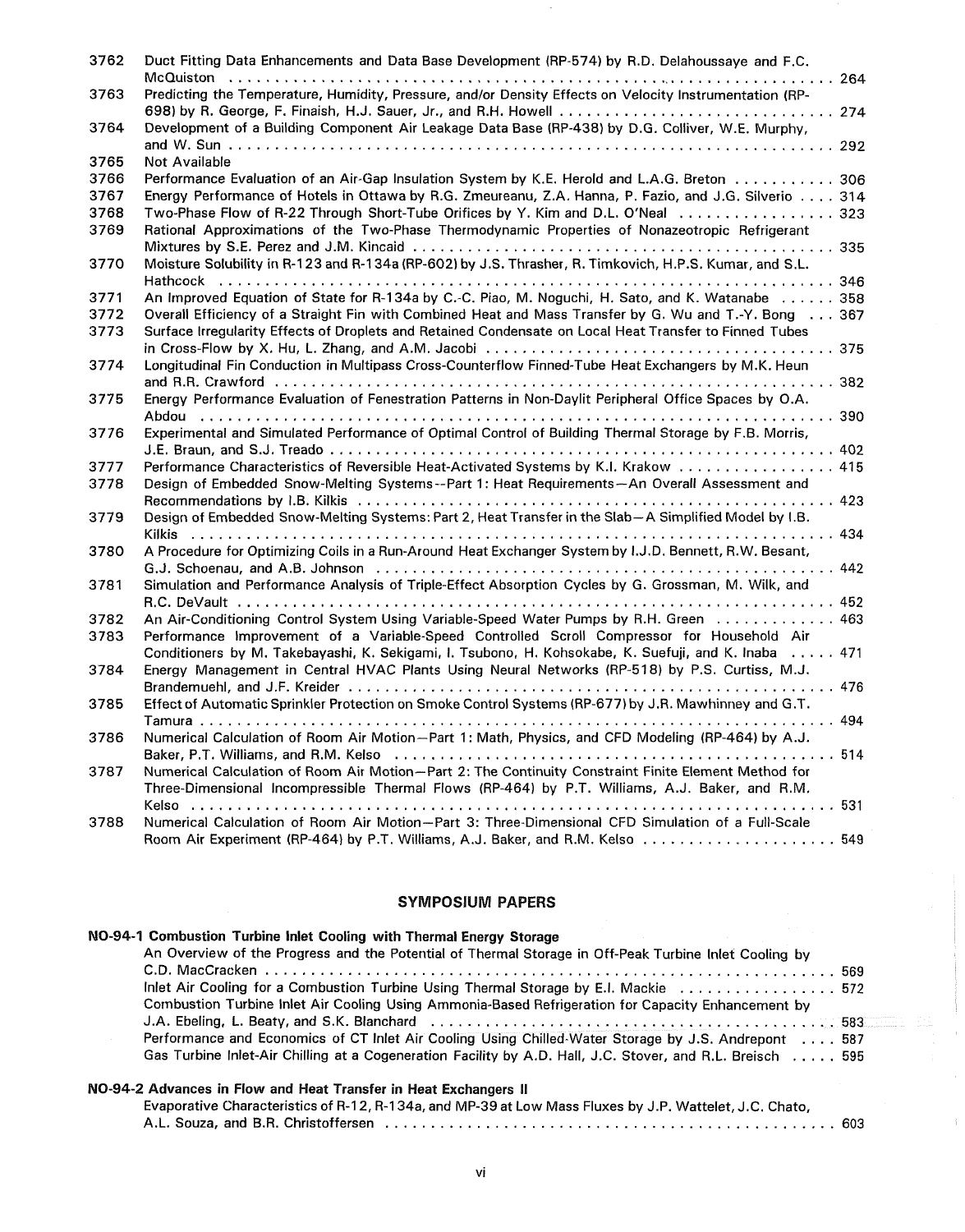3762 Duct Fitting Data Enhancements and Data Base Development (RP-574) by R.D. Delahoussaye and F.C. McQuiston . . . . . . . . . . 264

3763 Predicting the Temperature, Humidity, Pressure, and/or Density Effects on Velocity Instrumentation (RP-698) by R. George, F. Finaish, H.J. Sauer, Jr., and R.H. Howell . . . . . . . . . . 274

3764 Development of a Building Component Air Leakage Data Base (RP-438) by D.G. Colliver, W.E. Murphy, and W. Sun . . . . . . . . . . 292

3765 Not Available

3766 Performance Evaluation of an Air-Gap Insulation System by K.E. Herold and L.A.G. Breton . . . . . . . . . . 306

3767 Energy Performance of Hotels in Ottawa by R.G. Zmeureanu, Z.A. Hanna, P. Fazio, and J.G. Silverio . . . . 314

3768 Two-Phase Flow of R-22 Through Short-Tube Orifices by Y. Kim and D.L. O'Neal . . . . . . . . . . 323

3769 Rational Approximations of the Two-Phase Thermodynamic Properties of Nonazeotropic Refrigerant Mixtures by S.E. Perez and J.M. Kincaid . . . . . . . . . . 335

3770 Moisture Solubility in R-123 and R-134a (RP-602) by J.S. Thrasher, R. Timkovich, H.P.S. Kumar, and S.L. Hathcock . . . . . . . . . . 346

3771 An Improved Equation of State for R-134a by C.-C. Piao, M. Noguchi, H. Sato, and K. Watanabe . . . . . . 358

3772 Overall Efficiency of a Straight Fin with Combined Heat and Mass Transfer by G. Wu and T.-Y. Bong . . . 367

3773 Surface Irregularity Effects of Droplets and Retained Condensate on Local Heat Transfer to Finned Tubes in Cross-Flow by X. Hu, L. Zhang, and A.M. Jacobi . . . . . . . . . . 375

3774 Longitudinal Fin Conduction in Multipass Cross-Counterflow Finned-Tube Heat Exchangers by M.K. Heun and R.R. Crawford . . . . . . . . . . 382

3775 Energy Performance Evaluation of Fenestration Patterns in Non-Daylit Peripheral Office Spaces by O.A. Abdou . . . . . . . . . . 390

3776 Experimental and Simulated Performance of Optimal Control of Building Thermal Storage by F.B. Morris, J.E. Braun, and S.J. Treado . . . . . . . . . . 402

3777 Performance Characteristics of Reversible Heat-Activated Systems by K.I. Krakow . . . . . . . . . . 415

3778 Design of Embedded Snow-Melting Systems--Part 1: Heat Requirements—An Overall Assessment and Recommendations by I.B. Kilkis . . . . . . . . . . 423

3779 Design of Embedded Snow-Melting Systems: Part 2, Heat Transfer in the Slab—A Simplified Model by I.B. Kilkis . . . . . . . . . . 434

3780 A Procedure for Optimizing Coils in a Run-Around Heat Exchanger System by I.J.D. Bennett, R.W. Besant, G.J. Schoenau, and A.B. Johnson . . . . . . . . . . 442

3781 Simulation and Performance Analysis of Triple-Effect Absorption Cycles by G. Grossman, M. Wilk, and R.C. DeVault . . . . . . . . . . 452

3782 An Air-Conditioning Control System Using Variable-Speed Water Pumps by R.H. Green . . . . . . . . . . 463

3783 Performance Improvement of a Variable-Speed Controlled Scroll Compressor for Household Air Conditioners by M. Takebayashi, K. Sekigami, I. Tsubono, H. Kohsokabe, K. Suefuji, and K. Inaba . . . . . 471

3784 Energy Management in Central HVAC Plants Using Neural Networks (RP-518) by P.S. Curtiss, M.J. Brandemuehl, and J.F. Kreider . . . . . . . . . . 476

3785 Effect of Automatic Sprinkler Protection on Smoke Control Systems (RP-677) by J.R. Mawhinney and G.T. Tamura . . . . . . . . . . 494

3786 Numerical Calculation of Room Air Motion—Part 1: Math, Physics, and CFD Modeling (RP-464) by A.J. Baker, P.T. Williams, and R.M. Kelso . . . . . . . . . . 514

3787 Numerical Calculation of Room Air Motion—Part 2: The Continuity Constraint Finite Element Method for Three-Dimensional Incompressible Thermal Flows (RP-464) by P.T. Williams, A.J. Baker, and R.M. Kelso . . . . . . . . . . 531

3788 Numerical Calculation of Room Air Motion—Part 3: Three-Dimensional CFD Simulation of a Full-Scale Room Air Experiment (RP-464) by P.T. Williams, A.J. Baker, and R.M. Kelso . . . . . . . . . . 549

## SYMPOSIUM PAPERS

**NO-94-1 Combustion Turbine Inlet Cooling with Thermal Energy Storage**

An Overview of the Progress and the Potential of Thermal Storage in Off-Peak Turbine Inlet Cooling by C.D. MacCracken . . . . . . . . . . 569

Inlet Air Cooling for a Combustion Turbine Using Thermal Storage by E.I. Mackie . . . . . . . . . . 572

Combustion Turbine Inlet Air Cooling Using Ammonia-Based Refrigeration for Capacity Enhancement by J.A. Ebeling, L. Beaty, and S.K. Blanchard . . . . . . . . . . 583

Performance and Economics of CT Inlet Air Cooling Using Chilled-Water Storage by J.S. Andrepont . . . . 587

Gas Turbine Inlet-Air Chilling at a Cogeneration Facility by A.D. Hall, J.C. Stover, and R.L. Breisch . . . . . 595

**NO-94-2 Advances in Flow and Heat Transfer in Heat Exchangers II**

Evaporative Characteristics of R-12, R-134a, and MP-39 at Low Mass Fluxes by J.P. Wattelet, J.C. Chato, A.L. Souza, and B.R. Christoffersen . . . . . . . . . . 603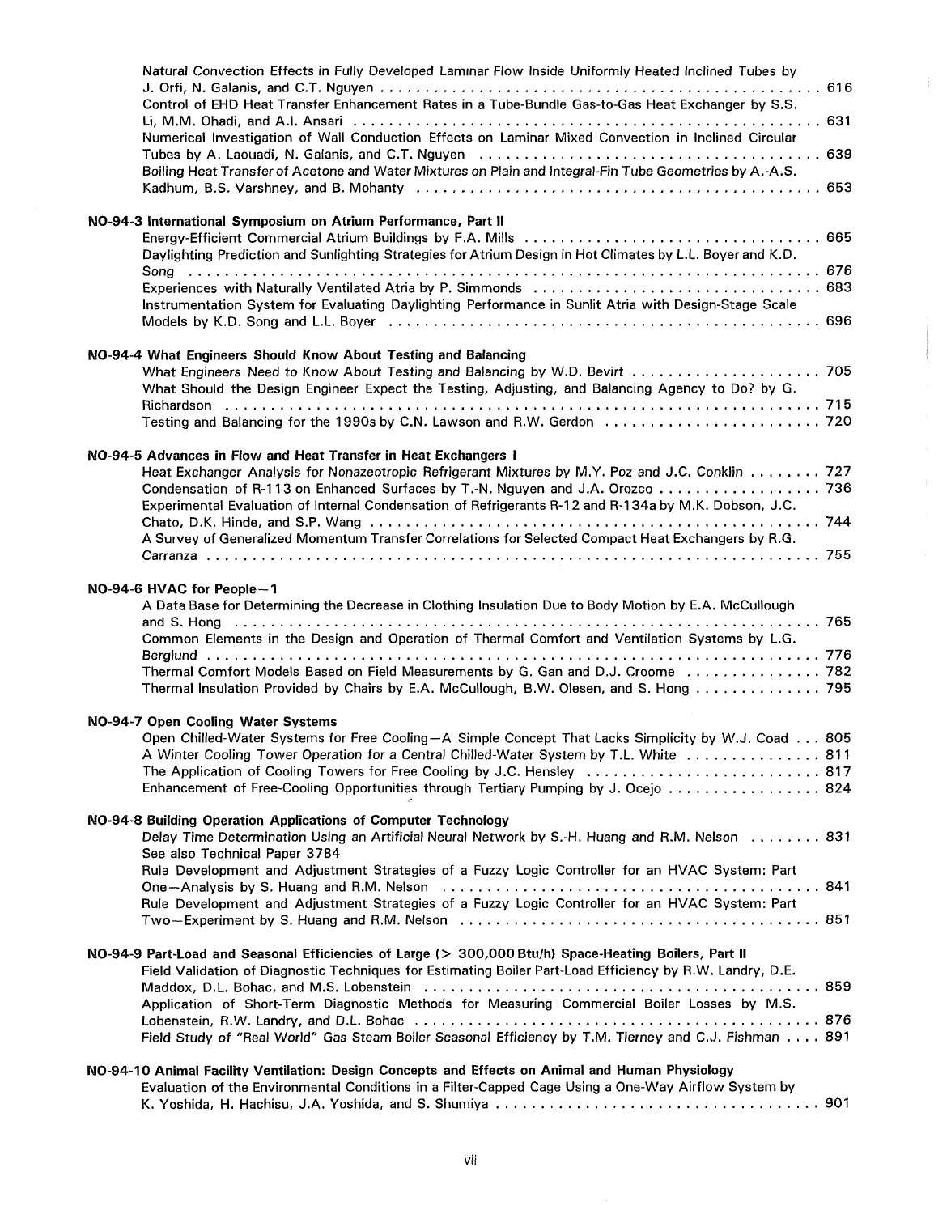Natural Convection Effects in Fully Developed Laminar Flow Inside Uniformly Heated Inclined Tubes by J. Orfi, N. Galanis, and C.T. Nguyen . . . . . . . . . . 616

Control of EHD Heat Transfer Enhancement Rates in a Tube-Bundle Gas-to-Gas Heat Exchanger by S.S. Li, M.M. Ohadi, and A.I. Ansari . . . . . . . . . . 631

Numerical Investigation of Wall Conduction Effects on Laminar Mixed Convection in Inclined Circular Tubes by A. Laouadi, N. Galanis, and C.T. Nguyen . . . . . . . . . . 639

Boiling Heat Transfer of Acetone and Water Mixtures on Plain and Integral-Fin Tube Geometries by A.-A.S. Kadhum, B.S. Varshney, and B. Mohanty . . . . . . . . . . 653

**NO-94-3 International Symposium on Atrium Performance, Part II**

Energy-Efficient Commercial Atrium Buildings by F.A. Mills . . . . . . . . . . 665

Daylighting Prediction and Sunlighting Strategies for Atrium Design in Hot Climates by L.L. Boyer and K.D. Song . . . . . . . . . . 676

Experiences with Naturally Ventilated Atria by P. Simmonds . . . . . . . . . . 683

Instrumentation System for Evaluating Daylighting Performance in Sunlit Atria with Design-Stage Scale Models by K.D. Song and L.L. Boyer . . . . . . . . . . 696

**NO-94-4 What Engineers Should Know About Testing and Balancing**

What Engineers Need to Know About Testing and Balancing by W.D. Bevirt . . . . . . . . . . 705

What Should the Design Engineer Expect the Testing, Adjusting, and Balancing Agency to Do? by G. Richardson . . . . . . . . . . 715

Testing and Balancing for the 1990s by C.N. Lawson and R.W. Gerdon . . . . . . . . . . 720

**NO-94-5 Advances in Flow and Heat Transfer in Heat Exchangers I**

Heat Exchanger Analysis for Nonazeotropic Refrigerant Mixtures by M.Y. Poz and J.C. Conklin . . . . . . . . . . 727

Condensation of R-113 on Enhanced Surfaces by T.-N. Nguyen and J.A. Orozco . . . . . . . . . . 736

Experimental Evaluation of Internal Condensation of Refrigerants R-12 and R-134a by M.K. Dobson, J.C. Chato, D.K. Hinde, and S.P. Wang . . . . . . . . . . 744

A Survey of Generalized Momentum Transfer Correlations for Selected Compact Heat Exchangers by R.G. Carranza . . . . . . . . . . 755

**NO-94-6 HVAC for People—1**

A Data Base for Determining the Decrease in Clothing Insulation Due to Body Motion by E.A. McCullough and S. Hong . . . . . . . . . . 765

Common Elements in the Design and Operation of Thermal Comfort and Ventilation Systems by L.G. Berglund . . . . . . . . . . 776

Thermal Comfort Models Based on Field Measurements by G. Gan and D.J. Croome . . . . . . . . . . 782

Thermal Insulation Provided by Chairs by E.A. McCullough, B.W. Olesen, and S. Hong . . . . . . . . . . 795

**NO-94-7 Open Cooling Water Systems**

Open Chilled-Water Systems for Free Cooling—A Simple Concept That Lacks Simplicity by W.J. Coad . . . 805

A Winter Cooling Tower Operation for a Central Chilled-Water System by T.L. White . . . . . . . . . . 811

The Application of Cooling Towers for Free Cooling by J.C. Hensley . . . . . . . . . . 817

Enhancement of Free-Cooling Opportunities through Tertiary Pumping by J. Ocejo . . . . . . . . . . 824

**NO-94-8 Building Operation Applications of Computer Technology**

Delay Time Determination Using an Artificial Neural Network by S.-H. Huang and R.M. Nelson . . . . . . . . . . 831

See also Technical Paper 3784

Rule Development and Adjustment Strategies of a Fuzzy Logic Controller for an HVAC System: Part One—Analysis by S. Huang and R.M. Nelson . . . . . . . . . . 841

Rule Development and Adjustment Strategies of a Fuzzy Logic Controller for an HVAC System: Part Two—Experiment by S. Huang and R.M. Nelson . . . . . . . . . . 851

**NO-94-9 Part-Load and Seasonal Efficiencies of Large (> 300,000 Btu/h) Space-Heating Boilers, Part II**

Field Validation of Diagnostic Techniques for Estimating Boiler Part-Load Efficiency by R.W. Landry, D.E. Maddox, D.L. Bohac, and M.S. Lobenstein . . . . . . . . . . 859

Application of Short-Term Diagnostic Methods for Measuring Commercial Boiler Losses by M.S. Lobenstein, R.W. Landry, and D.L. Bohac . . . . . . . . . . 876

Field Study of "Real World" Gas Steam Boiler Seasonal Efficiency by T.M. Tierney and C.J. Fishman . . . . 891

**NO-94-10 Animal Facility Ventilation: Design Concepts and Effects on Animal and Human Physiology**

Evaluation of the Environmental Conditions in a Filter-Capped Cage Using a One-Way Airflow System by K. Yoshida, H. Hachisu, J.A. Yoshida, and S. Shumiya . . . . . . . . . . 901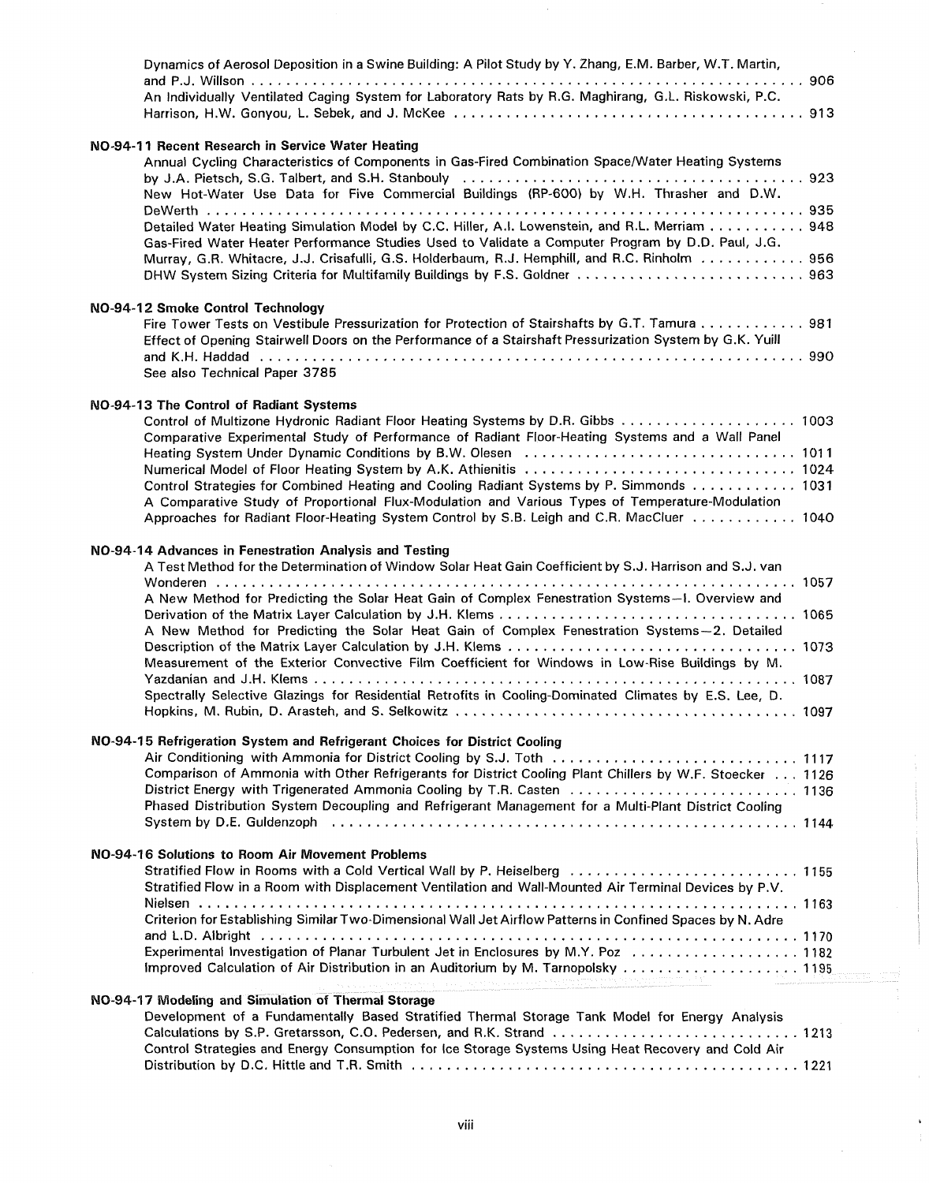Dynamics of Aerosol Deposition in a Swine Building: A Pilot Study by Y. Zhang, E.M. Barber, W.T. Martin, and P.J. Willson . . . . . . . . . . . . . . . . . . . . . . . . . . . . . . . . . . . . . . . . . . . . . . . . . . . . . . . . . . . . . . . . . 906

An Individually Ventilated Caging System for Laboratory Rats by R.G. Maghirang, G.L. Riskowski, P.C. Harrison, H.W. Gonyou, L. Sebek, and J. McKee . . . . . . . . . . . . . . . . . . . . . . . . . . . . . . . . . . . . . . . . . 913

**NO-94-11 Recent Research in Service Water Heating**

Annual Cycling Characteristics of Components in Gas-Fired Combination Space/Water Heating Systems by J.A. Pietsch, S.G. Talbert, and S.H. Stanbouly . . . . . . . . . . . . . . . . . . . . . . . . . . . . . . . . . . . . . . . . 923

New Hot-Water Use Data for Five Commercial Buildings (RP-600) by W.H. Thrasher and D.W. DeWerth . . . . . . . . . . . . . . . . . . . . . . . . . . . . . . . . . . . . . . . . . . . . . . . . . . . . . . . . . . . . . . . . . . . . . 935

Detailed Water Heating Simulation Model by C.C. Hiller, A.I. Lowenstein, and R.L. Merriam . . . . . . . . . . . 948

Gas-Fired Water Heater Performance Studies Used to Validate a Computer Program by D.D. Paul, J.G. Murray, G.R. Whitacre, J.J. Crisafulli, G.S. Holderbaum, R.J. Hemphill, and R.C. Rinholm . . . . . . . . . . . . 956

DHW System Sizing Criteria for Multifamily Buildings by F.S. Goldner . . . . . . . . . . . . . . . . . . . . . . . . . . . 963

**NO-94-12 Smoke Control Technology**

Fire Tower Tests on Vestibule Pressurization for Protection of Stairshafts by G.T. Tamura . . . . . . . . . . . . 981

Effect of Opening Stairwell Doors on the Performance of a Stairshaft Pressurization System by G.K. Yuill and K.H. Haddad . . . . . . . . . . . . . . . . . . . . . . . . . . . . . . . . . . . . . . . . . . . . . . . . . . . . . . . . . . . . . . . 990

See also Technical Paper 3785

**NO-94-13 The Control of Radiant Systems**

Control of Multizone Hydronic Radiant Floor Heating Systems by D.R. Gibbs . . . . . . . . . . . . . . . . . . . . 1003

Comparative Experimental Study of Performance of Radiant Floor-Heating Systems and a Wall Panel Heating System Under Dynamic Conditions by B.W. Olesen . . . . . . . . . . . . . . . . . . . . . . . . . . . . . . . 1011

Numerical Model of Floor Heating System by A.K. Athienitis . . . . . . . . . . . . . . . . . . . . . . . . . . . . . . . . 1024

Control Strategies for Combined Heating and Cooling Radiant Systems by P. Simmonds . . . . . . . . . . . . 1031

A Comparative Study of Proportional Flux-Modulation and Various Types of Temperature-Modulation Approaches for Radiant Floor-Heating System Control by S.B. Leigh and C.R. MacCluer . . . . . . . . . . . . 1040

**NO-94-14 Advances in Fenestration Analysis and Testing**

A Test Method for the Determination of Window Solar Heat Gain Coefficient by S.J. Harrison and S.J. van Wonderen . . . . . . . . . . . . . . . . . . . . . . . . . . . . . . . . . . . . . . . . . . . . . . . . . . . . . . . . . . . . . . . . . . . . 1057

A New Method for Predicting the Solar Heat Gain of Complex Fenestration Systems—I. Overview and Derivation of the Matrix Layer Calculation by J.H. Klems . . . . . . . . . . . . . . . . . . . . . . . . . . . . . . . . . . . 1065

A New Method for Predicting the Solar Heat Gain of Complex Fenestration Systems—2. Detailed Description of the Matrix Layer Calculation by J.H. Klems . . . . . . . . . . . . . . . . . . . . . . . . . . . . . . . . . 1073

Measurement of the Exterior Convective Film Coefficient for Windows in Low-Rise Buildings by M. Yazdanian and J.H. Klems . . . . . . . . . . . . . . . . . . . . . . . . . . . . . . . . . . . . . . . . . . . . . . . . . . . . . . . . 1087

Spectrally Selective Glazings for Residential Retrofits in Cooling-Dominated Climates by E.S. Lee, D. Hopkins, M. Rubin, D. Arasteh, and S. Selkowitz . . . . . . . . . . . . . . . . . . . . . . . . . . . . . . . . . . . . . . . 1097

**NO-94-15 Refrigeration System and Refrigerant Choices for District Cooling**

Air Conditioning with Ammonia for District Cooling by S.J. Toth . . . . . . . . . . . . . . . . . . . . . . . . . . . . 1117

Comparison of Ammonia with Other Refrigerants for District Cooling Plant Chillers by W.F. Stoecker . . . 1126

District Energy with Trigenerated Ammonia Cooling by T.R. Casten . . . . . . . . . . . . . . . . . . . . . . . . . . 1136

Phased Distribution System Decoupling and Refrigerant Management for a Multi-Plant District Cooling System by D.E. Guldenzoph . . . . . . . . . . . . . . . . . . . . . . . . . . . . . . . . . . . . . . . . . . . . . . . . . . . . . . 1144

**NO-94-16 Solutions to Room Air Movement Problems**

Stratified Flow in Rooms with a Cold Vertical Wall by P. Heiselberg . . . . . . . . . . . . . . . . . . . . . . . . . . 1155

Stratified Flow in a Room with Displacement Ventilation and Wall-Mounted Air Terminal Devices by P.V. Nielsen . . . . . . . . . . . . . . . . . . . . . . . . . . . . . . . . . . . . . . . . . . . . . . . . . . . . . . . . . . . . . . . . . . . . . . 1163

Criterion for Establishing Similar Two-Dimensional Wall Jet Airflow Patterns in Confined Spaces by N. Adre and L.D. Albright . . . . . . . . . . . . . . . . . . . . . . . . . . . . . . . . . . . . . . . . . . . . . . . . . . . . . . . . . . . . 1170

Experimental Investigation of Planar Turbulent Jet in Enclosures by M.Y. Poz . . . . . . . . . . . . . . . . . . . 1182

Improved Calculation of Air Distribution in an Auditorium by M. Tarnopolsky . . . . . . . . . . . . . . . . . . . . 1195

**NO-94-17 Modeling and Simulation of Thermal Storage**

Development of a Fundamentally Based Stratified Thermal Storage Tank Model for Energy Analysis Calculations by S.P. Gretarsson, C.O. Pedersen, and R.K. Strand . . . . . . . . . . . . . . . . . . . . . . . . . . . . 1213

Control Strategies and Energy Consumption for Ice Storage Systems Using Heat Recovery and Cold Air Distribution by D.C. Hittle and T.R. Smith . . . . . . . . . . . . . . . . . . . . . . . . . . . . . . . . . . . . . . . . . . . . . 1221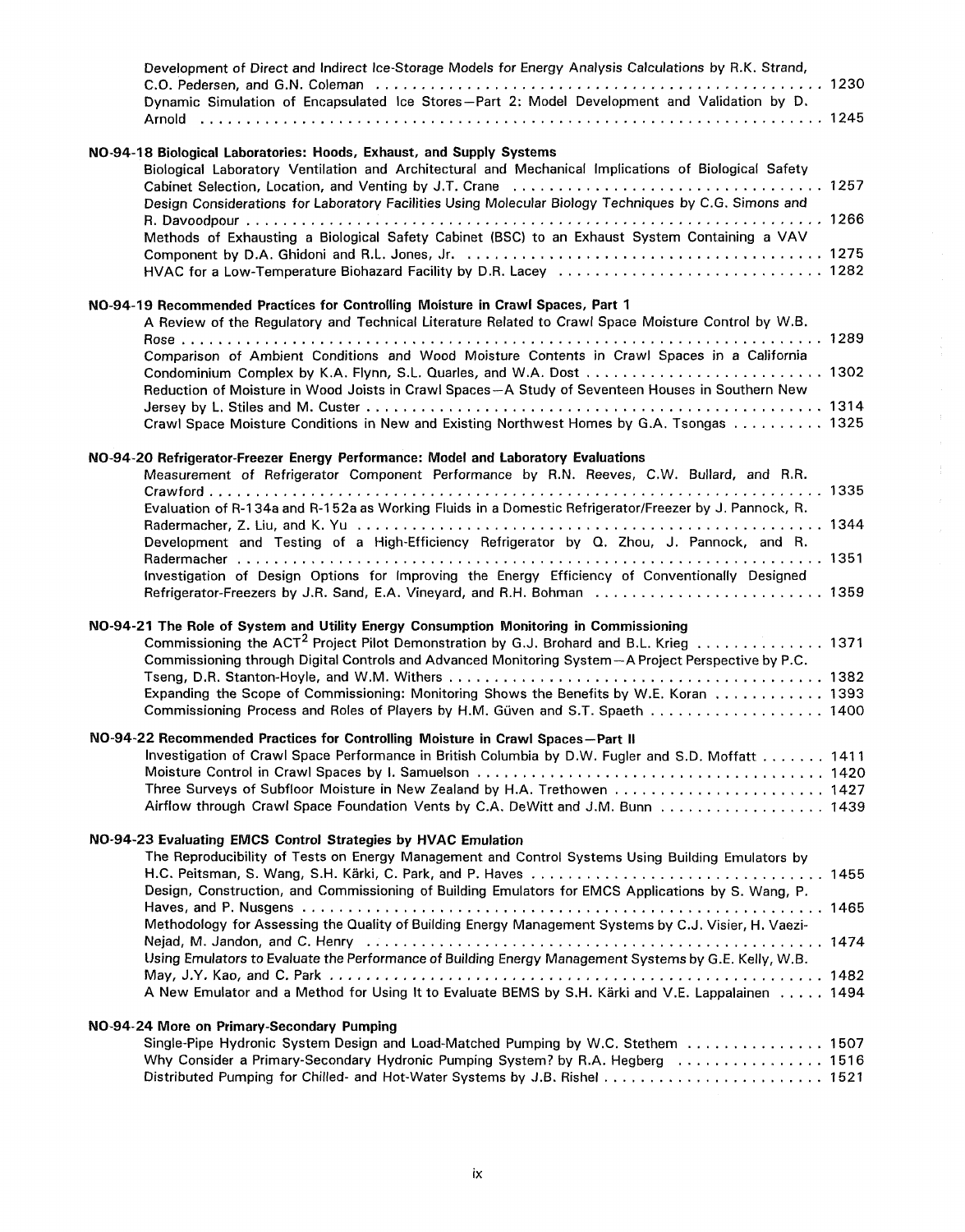Development of Direct and Indirect Ice-Storage Models for Energy Analysis Calculations by R.K. Strand, C.O. Pedersen, and G.N. Coleman . . . . . . . . . . . . . . . . . . . . . . . . . . . . . . . . . . . . . . . . . . . . . . . . . . . 1230
Dynamic Simulation of Encapsulated Ice Stores—Part 2: Model Development and Validation by D. Arnold . . . . . . . . . . . . . . . . . . . . . . . . . . . . . . . . . . . . . . . . . . . . . . . . . . . . . . . . . . . . . . . . . . . . . . . . . . 1245

**NO-94-18 Biological Laboratories: Hoods, Exhaust, and Supply Systems**

Biological Laboratory Ventilation and Architectural and Mechanical Implications of Biological Safety Cabinet Selection, Location, and Venting by J.T. Crane . . . . . . . . . . . . . . . . . . . . . . . . . . . . . . . . . . 1257
Design Considerations for Laboratory Facilities Using Molecular Biology Techniques by C.G. Simons and R. Davoodpour . . . . . . . . . . . . . . . . . . . . . . . . . . . . . . . . . . . . . . . . . . . . . . . . . . . . . . . . . . . . . . . . . 1266
Methods of Exhausting a Biological Safety Cabinet (BSC) to an Exhaust System Containing a VAV Component by D.A. Ghidoni and R.L. Jones, Jr. . . . . . . . . . . . . . . . . . . . . . . . . . . . . . . . . . . . . . . . . 1275
HVAC for a Low-Temperature Biohazard Facility by D.R. Lacey . . . . . . . . . . . . . . . . . . . . . . . . . . . . . . 1282

**NO-94-19 Recommended Practices for Controlling Moisture in Crawl Spaces, Part 1**

A Review of the Regulatory and Technical Literature Related to Crawl Space Moisture Control by W.B. Rose . . . . . . . . . . . . . . . . . . . . . . . . . . . . . . . . . . . . . . . . . . . . . . . . . . . . . . . . . . . . . . . . . . . . . . . . . 1289
Comparison of Ambient Conditions and Wood Moisture Contents in Crawl Spaces in a California Condominium Complex by K.A. Flynn, S.L. Quarles, and W.A. Dost . . . . . . . . . . . . . . . . . . . . . . . . . . 1302
Reduction of Moisture in Wood Joists in Crawl Spaces—A Study of Seventeen Houses in Southern New Jersey by L. Stiles and M. Custer . . . . . . . . . . . . . . . . . . . . . . . . . . . . . . . . . . . . . . . . . . . . . . . . . . . 1314
Crawl Space Moisture Conditions in New and Existing Northwest Homes by G.A. Tsongas . . . . . . . . . . 1325

**NO-94-20 Refrigerator-Freezer Energy Performance: Model and Laboratory Evaluations**

Measurement of Refrigerator Component Performance by R.N. Reeves, C.W. Bullard, and R.R. Crawford . . . . . . . . . . . . . . . . . . . . . . . . . . . . . . . . . . . . . . . . . . . . . . . . . . . . . . . . . . . . . . . . . . . . . . 1335
Evaluation of R-134a and R-152a as Working Fluids in a Domestic Refrigerator/Freezer by J. Pannock, R. Radermacher, Z. Liu, and K. Yu . . . . . . . . . . . . . . . . . . . . . . . . . . . . . . . . . . . . . . . . . . . . . . . . . . 1344
Development and Testing of a High-Efficiency Refrigerator by Q. Zhou, J. Pannock, and R. Radermacher . . . . . . . . . . . . . . . . . . . . . . . . . . . . . . . . . . . . . . . . . . . . . . . . . . . . . . . . . . . . . . . . . . . 1351
Investigation of Design Options for Improving the Energy Efficiency of Conventionally Designed Refrigerator-Freezers by J.R. Sand, E.A. Vineyard, and R.H. Bohman . . . . . . . . . . . . . . . . . . . . . . . . . 1359

**NO-94-21 The Role of System and Utility Energy Consumption Monitoring in Commissioning**

Commissioning the ACT[2] Project Pilot Demonstration by G.J. Brohard and B.L. Krieg . . . . . . . . . . . . . . 1371
Commissioning through Digital Controls and Advanced Monitoring System—A Project Perspective by P.C. Tseng, D.R. Stanton-Hoyle, and W.M. Withers . . . . . . . . . . . . . . . . . . . . . . . . . . . . . . . . . . . . . . . . . 1382
Expanding the Scope of Commissioning: Monitoring Shows the Benefits by W.E. Koran . . . . . . . . . . . . 1393
Commissioning Process and Roles of Players by H.M. Güven and S.T. Spaeth . . . . . . . . . . . . . . . . . . . 1400

**NO-94-22 Recommended Practices for Controlling Moisture in Crawl Spaces—Part II**

Investigation of Crawl Space Performance in British Columbia by D.W. Fugler and S.D. Moffatt . . . . . . . 1411
Moisture Control in Crawl Spaces by I. Samuelson . . . . . . . . . . . . . . . . . . . . . . . . . . . . . . . . . . . . . . . . 1420
Three Surveys of Subfloor Moisture in New Zealand by H.A. Trethowen . . . . . . . . . . . . . . . . . . . . . . . 1427
Airflow through Crawl Space Foundation Vents by C.A. DeWitt and J.M. Bunn . . . . . . . . . . . . . . . . . . 1439

**NO-94-23 Evaluating EMCS Control Strategies by HVAC Emulation**

The Reproducibility of Tests on Energy Management and Control Systems Using Building Emulators by H.C. Peitsman, S. Wang, S.H. Kärki, C. Park, and P. Haves . . . . . . . . . . . . . . . . . . . . . . . . . . . . . . . . 1455
Design, Construction, and Commissioning of Building Emulators for EMCS Applications by S. Wang, P. Haves, and P. Nusgens . . . . . . . . . . . . . . . . . . . . . . . . . . . . . . . . . . . . . . . . . . . . . . . . . . . . . . . . . 1465
Methodology for Assessing the Quality of Building Energy Management Systems by C.J. Visier, H. Vaezi-Nejad, M. Jandon, and C. Henry . . . . . . . . . . . . . . . . . . . . . . . . . . . . . . . . . . . . . . . . . . . . . . . . . . 1474
Using Emulators to Evaluate the Performance of Building Energy Management Systems by G.E. Kelly, W.B. May, J.Y. Kao, and C. Park . . . . . . . . . . . . . . . . . . . . . . . . . . . . . . . . . . . . . . . . . . . . . . . . . . . . . 1482
A New Emulator and a Method for Using It to Evaluate BEMS by S.H. Kärki and V.E. Lappalainen . . . . . 1494

**NO-94-24 More on Primary-Secondary Pumping**

Single-Pipe Hydronic System Design and Load-Matched Pumping by W.C. Stethem . . . . . . . . . . . . . . . 1507
Why Consider a Primary-Secondary Hydronic Pumping System? by R.A. Hegberg . . . . . . . . . . . . . . . . 1516
Distributed Pumping for Chilled- and Hot-Water Systems by J.B. Rishel . . . . . . . . . . . . . . . . . . . . . . . . . 1521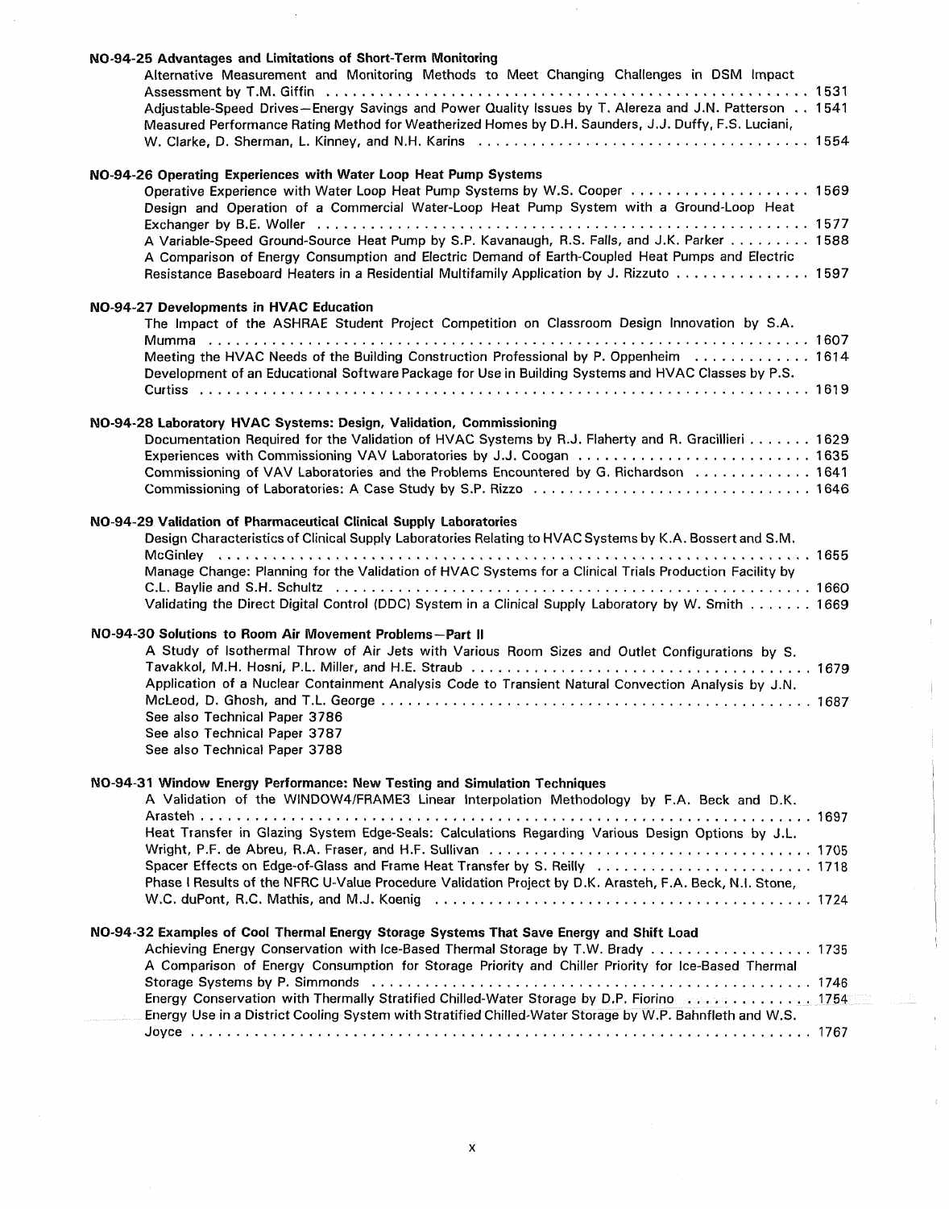**NO-94-25 Advantages and Limitations of Short-Term Monitoring**

Alternative Measurement and Monitoring Methods to Meet Changing Challenges in DSM Impact Assessment by T.M. Giffin . . . . . . . . . . . . . . . . . . . . . . . . . . . . . . . . . . . . . . . . . . . . . . . . . 1531

Adjustable-Speed Drives—Energy Savings and Power Quality Issues by T. Alereza and J.N. Patterson . . 1541

Measured Performance Rating Method for Weatherized Homes by D.H. Saunders, J.J. Duffy, F.S. Luciani, W. Clarke, D. Sherman, L. Kinney, and N.H. Karins . . . . . . . . . . . . . . . . . . . . . . . . . . . . . . 1554

**NO-94-26 Operating Experiences with Water Loop Heat Pump Systems**

Operative Experience with Water Loop Heat Pump Systems by W.S. Cooper . . . . . . . . . . . . . . . . . . . . 1569

Design and Operation of a Commercial Water-Loop Heat Pump System with a Ground-Loop Heat Exchanger by B.E. Woller . . . . . . . . . . . . . . . . . . . . . . . . . . . . . . . . . . . . . . . . . . . . . . . . . . . . . . 1577

A Variable-Speed Ground-Source Heat Pump by S.P. Kavanaugh, R.S. Falls, and J.K. Parker . . . . . . . . . 1588

A Comparison of Energy Consumption and Electric Demand of Earth-Coupled Heat Pumps and Electric Resistance Baseboard Heaters in a Residential Multifamily Application by J. Rizzuto . . . . . . . . . . . . . . 1597

**NO-94-27 Developments in HVAC Education**

The Impact of the ASHRAE Student Project Competition on Classroom Design Innovation by S.A. Mumma . . . . . . . . . . . . . . . . . . . . . . . . . . . . . . . . . . . . . . . . . . . . . . . . . . . . . . . . . . . . . . . . . 1607

Meeting the HVAC Needs of the Building Construction Professional by P. Oppenheim . . . . . . . . . . . . . 1614

Development of an Educational Software Package for Use in Building Systems and HVAC Classes by P.S. Curtiss . . . . . . . . . . . . . . . . . . . . . . . . . . . . . . . . . . . . . . . . . . . . . . . . . . . . . . . . . . . . . . . . . 1619

**NO-94-28 Laboratory HVAC Systems: Design, Validation, Commissioning**

Documentation Required for the Validation of HVAC Systems by R.J. Flaherty and R. Gracillieri . . . . . . . 1629

Experiences with Commissioning VAV Laboratories by J.J. Coogan . . . . . . . . . . . . . . . . . . . . . . . . . . 1635

Commissioning of VAV Laboratories and the Problems Encountered by G. Richardson . . . . . . . . . . . . . 1641

Commissioning of Laboratories: A Case Study by S.P. Rizzo . . . . . . . . . . . . . . . . . . . . . . . . . . . . . . . 1646

**NO-94-29 Validation of Pharmaceutical Clinical Supply Laboratories**

Design Characteristics of Clinical Supply Laboratories Relating to HVAC Systems by K.A. Bossert and S.M. McGinley . . . . . . . . . . . . . . . . . . . . . . . . . . . . . . . . . . . . . . . . . . . . . . . . . . . . . . . . . . . . . . . . 1655

Manage Change: Planning for the Validation of HVAC Systems for a Clinical Trials Production Facility by C.L. Baylie and S.H. Schultz . . . . . . . . . . . . . . . . . . . . . . . . . . . . . . . . . . . . . . . . . . . . . . . . . . . . 1660

Validating the Direct Digital Control (DDC) System in a Clinical Supply Laboratory by W. Smith . . . . . . . 1669

**NO-94-30 Solutions to Room Air Movement Problems—Part II**

A Study of Isothermal Throw of Air Jets with Various Room Sizes and Outlet Configurations by S. Tavakkol, M.H. Hosni, P.L. Miller, and H.E. Straub . . . . . . . . . . . . . . . . . . . . . . . . . . . . . . . . . . . . . . 1679

Application of a Nuclear Containment Analysis Code to Transient Natural Convection Analysis by J.N. McLeod, D. Ghosh, and T.L. George . . . . . . . . . . . . . . . . . . . . . . . . . . . . . . . . . . . . . . . . . . . . . . 1687

See also Technical Paper 3786

See also Technical Paper 3787

See also Technical Paper 3788

**NO-94-31 Window Energy Performance: New Testing and Simulation Techniques**

A Validation of the WINDOW4/FRAME3 Linear Interpolation Methodology by F.A. Beck and D.K. Arasteh . . . . . . . . . . . . . . . . . . . . . . . . . . . . . . . . . . . . . . . . . . . . . . . . . . . . . . . . . . . . . . . . . . 1697

Heat Transfer in Glazing System Edge-Seals: Calculations Regarding Various Design Options by J.L. Wright, P.F. de Abreu, R.A. Fraser, and H.F. Sullivan . . . . . . . . . . . . . . . . . . . . . . . . . . . . . . . . . . 1705

Spacer Effects on Edge-of-Glass and Frame Heat Transfer by S. Reilly . . . . . . . . . . . . . . . . . . . . . . . . 1718

Phase I Results of the NFRC U-Value Procedure Validation Project by D.K. Arasteh, F.A. Beck, N.I. Stone, W.C. duPont, R.C. Mathis, and M.J. Koenig . . . . . . . . . . . . . . . . . . . . . . . . . . . . . . . . . . . . . . . 1724

**NO-94-32 Examples of Cool Thermal Energy Storage Systems That Save Energy and Shift Load**

Achieving Energy Conservation with Ice-Based Thermal Storage by T.W. Brady . . . . . . . . . . . . . . . . . . 1735

A Comparison of Energy Consumption for Storage Priority and Chiller Priority for Ice-Based Thermal Storage Systems by P. Simmonds . . . . . . . . . . . . . . . . . . . . . . . . . . . . . . . . . . . . . . . . . . . . . . . . . . 1746

Energy Conservation with Thermally Stratified Chilled-Water Storage by D.P. Fiorino . . . . . . . . . . . . . . 1754

Energy Use in a District Cooling System with Stratified Chilled-Water Storage by W.P. Bahnfleth and W.S. Joyce . . . . . . . . . . . . . . . . . . . . . . . . . . . . . . . . . . . . . . . . . . . . . . . . . . . . . . . . . . . . . . . . . . 1767